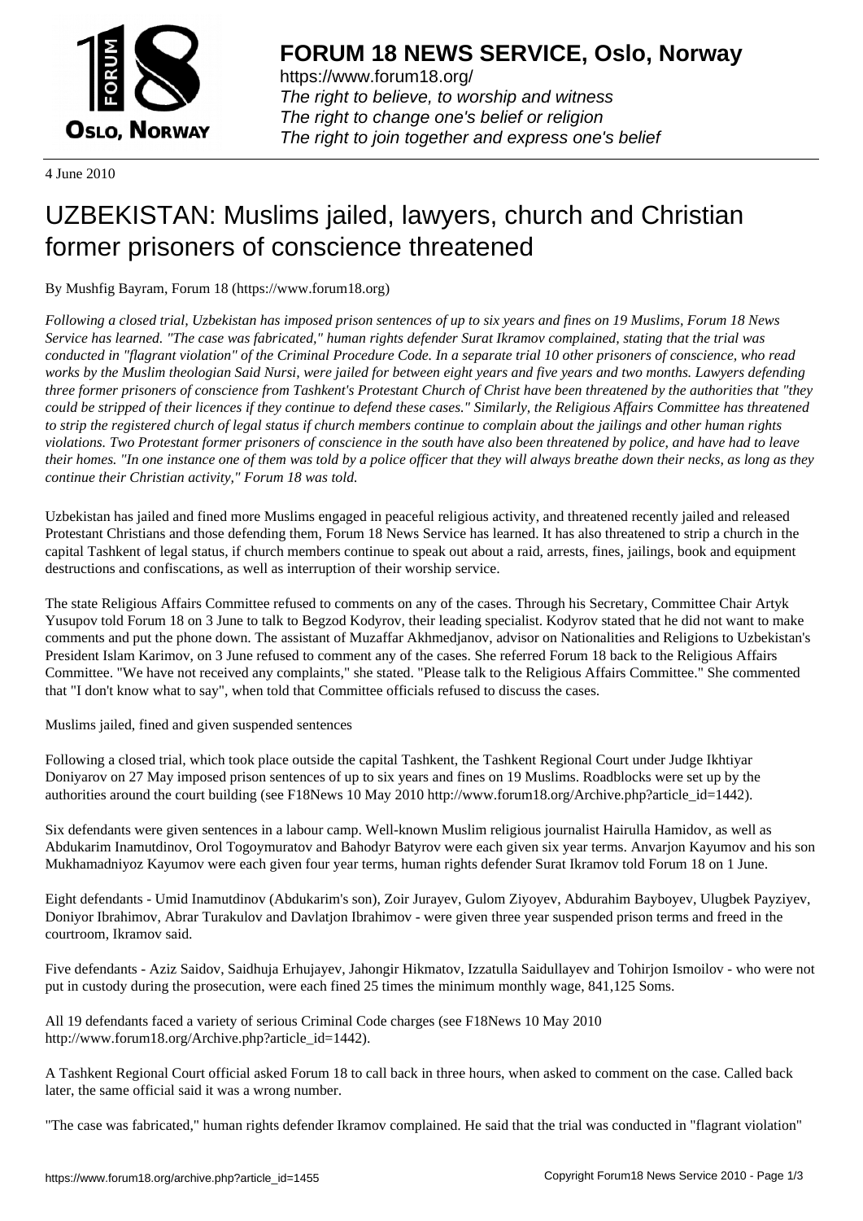# FORUM 18 NEWS SERVICE, Oslo, Norway

https://www.forum18.org/
*The right to believe, to worship and witness*
*The right to change one's belief or religion*
*The right to join together and express one's belief*

4 June 2010

# UZBEKISTAN: Muslims jailed, lawyers, church and Christian former prisoners of conscience threatened

By Mushfig Bayram, Forum 18 (https://www.forum18.org)

*Following a closed trial, Uzbekistan has imposed prison sentences of up to six years and fines on 19 Muslims, Forum 18 News Service has learned. "The case was fabricated," human rights defender Surat Ikramov complained, stating that the trial was conducted in "flagrant violation" of the Criminal Procedure Code. In a separate trial 10 other prisoners of conscience, who read works by the Muslim theologian Said Nursi, were jailed for between eight years and five years and two months. Lawyers defending three former prisoners of conscience from Tashkent's Protestant Church of Christ have been threatened by the authorities that "they could be stripped of their licences if they continue to defend these cases." Similarly, the Religious Affairs Committee has threatened to strip the registered church of legal status if church members continue to complain about the jailings and other human rights violations. Two Protestant former prisoners of conscience in the south have also been threatened by police, and have had to leave their homes. "In one instance one of them was told by a police officer that they will always breathe down their necks, as long as they continue their Christian activity," Forum 18 was told.*

Uzbekistan has jailed and fined more Muslims engaged in peaceful religious activity, and threatened recently jailed and released Protestant Christians and those defending them, Forum 18 News Service has learned. It has also threatened to strip a church in the capital Tashkent of legal status, if church members continue to speak out about a raid, arrests, fines, jailings, book and equipment destructions and confiscations, as well as interruption of their worship service.

The state Religious Affairs Committee refused to comments on any of the cases. Through his Secretary, Committee Chair Artyk Yusupov told Forum 18 on 3 June to talk to Begzod Kodyrov, their leading specialist. Kodyrov stated that he did not want to make comments and put the phone down. The assistant of Muzaffar Akhmedjanov, advisor on Nationalities and Religions to Uzbekistan's President Islam Karimov, on 3 June refused to comment any of the cases. She referred Forum 18 back to the Religious Affairs Committee. "We have not received any complaints," she stated. "Please talk to the Religious Affairs Committee." She commented that "I don't know what to say", when told that Committee officials refused to discuss the cases.

## Muslims jailed, fined and given suspended sentences

Following a closed trial, which took place outside the capital Tashkent, the Tashkent Regional Court under Judge Ikhtiyar Doniyarov on 27 May imposed prison sentences of up to six years and fines on 19 Muslims. Roadblocks were set up by the authorities around the court building (see F18News 10 May 2010 http://www.forum18.org/Archive.php?article_id=1442).

Six defendants were given sentences in a labour camp. Well-known Muslim religious journalist Hairulla Hamidov, as well as Abdukarim Inamutdinov, Orol Togoymuratov and Bahodyr Batyrov were each given six year terms. Anvarjon Kayumov and his son Mukhamadniyoz Kayumov were each given four year terms, human rights defender Surat Ikramov told Forum 18 on 1 June.

Eight defendants - Umid Inamutdinov (Abdukarim's son), Zoir Jurayev, Gulom Ziyoyev, Abdurahim Bayboyev, Ulugbek Payziyev, Doniyor Ibrahimov, Abrar Turakulov and Davlatjon Ibrahimov - were given three year suspended prison terms and freed in the courtroom, Ikramov said.

Five defendants - Aziz Saidov, Saidhuja Erhujayev, Jahongir Hikmatov, Izzatulla Saidullayev and Tohirjon Ismoilov - who were not put in custody during the prosecution, were each fined 25 times the minimum monthly wage, 841,125 Soms.

All 19 defendants faced a variety of serious Criminal Code charges (see F18News 10 May 2010 http://www.forum18.org/Archive.php?article_id=1442).

A Tashkent Regional Court official asked Forum 18 to call back in three hours, when asked to comment on the case. Called back later, the same official said it was a wrong number.

"The case was fabricated," human rights defender Ikramov complained. He said that the trial was conducted in "flagrant violation"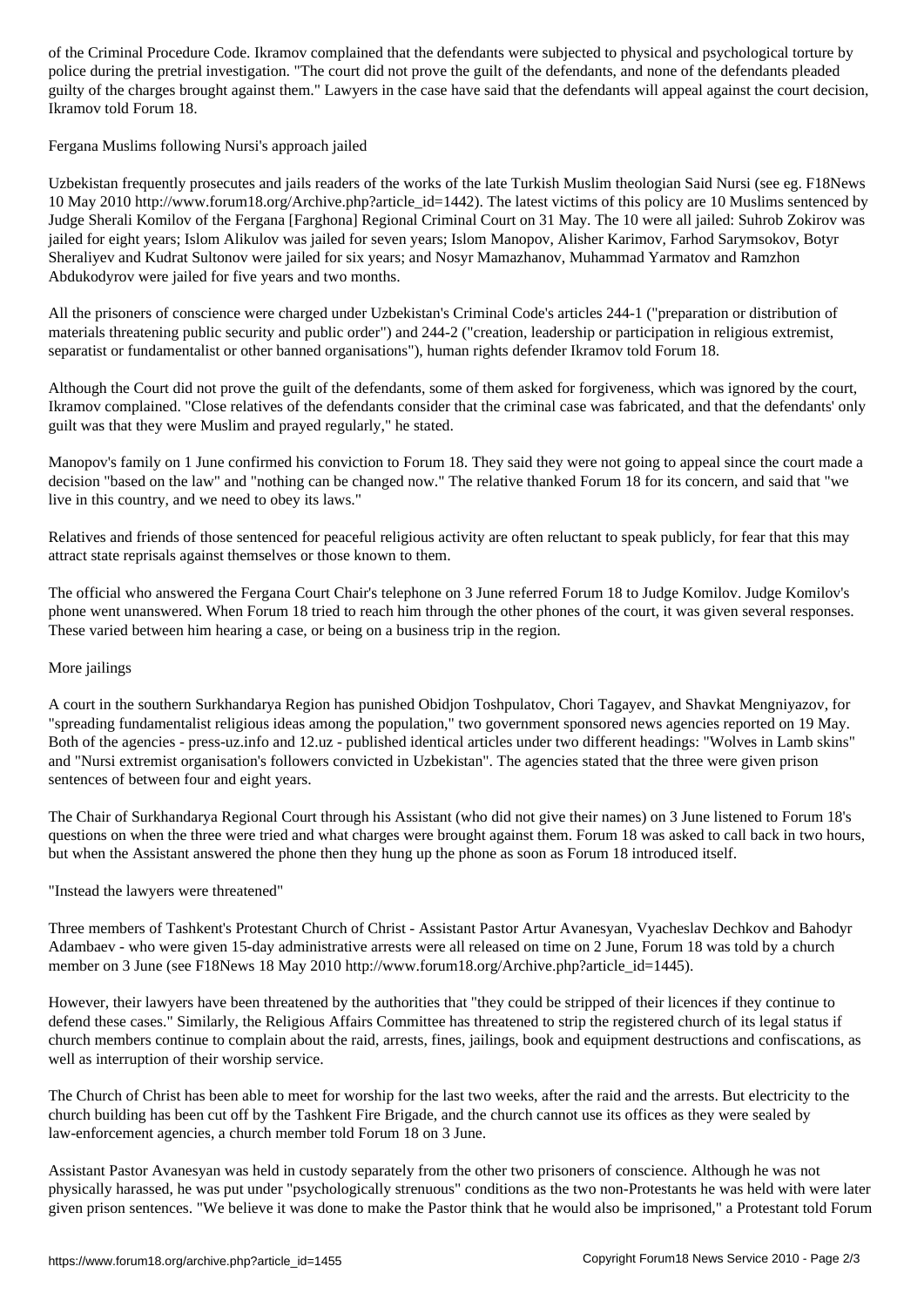of the Criminal Procedure Code. Ikramov complained that the defendants were subjected to physical and psychological torture by police during the pretrial investigation. "The court did not prove the guilt of the defendants, and none of the defendants pleaded guilty of the charges brought against them." Lawyers in the case have said that the defendants will appeal against the court decision, Ikramov told Forum 18.

## Fergana Muslims following Nursi's approach jailed

Uzbekistan frequently prosecutes and jails readers of the works of the late Turkish Muslim theologian Said Nursi (see eg. F18News 10 May 2010 http://www.forum18.org/Archive.php?article_id=1442). The latest victims of this policy are 10 Muslims sentenced by Judge Sherali Komilov of the Fergana [Farghona] Regional Criminal Court on 31 May. The 10 were all jailed: Suhrob Zokirov was jailed for eight years; Islom Alikulov was jailed for seven years; Islom Manopov, Alisher Karimov, Farhod Sarymsokov, Botyr Sheraliyev and Kudrat Sultonov were jailed for six years; and Nosyr Mamazhanov, Muhammad Yarmatov and Ramzhon Abdukodyrov were jailed for five years and two months.

All the prisoners of conscience were charged under Uzbekistan's Criminal Code's articles 244-1 ("preparation or distribution of materials threatening public security and public order") and 244-2 ("creation, leadership or participation in religious extremist, separatist or fundamentalist or other banned organisations"), human rights defender Ikramov told Forum 18.

Although the Court did not prove the guilt of the defendants, some of them asked for forgiveness, which was ignored by the court, Ikramov complained. "Close relatives of the defendants consider that the criminal case was fabricated, and that the defendants' only guilt was that they were Muslim and prayed regularly," he stated.

Manopov's family on 1 June confirmed his conviction to Forum 18. They said they were not going to appeal since the court made a decision "based on the law" and "nothing can be changed now." The relative thanked Forum 18 for its concern, and said that "we live in this country, and we need to obey its laws."

Relatives and friends of those sentenced for peaceful religious activity are often reluctant to speak publicly, for fear that this may attract state reprisals against themselves or those known to them.

The official who answered the Fergana Court Chair's telephone on 3 June referred Forum 18 to Judge Komilov. Judge Komilov's phone went unanswered. When Forum 18 tried to reach him through the other phones of the court, it was given several responses. These varied between him hearing a case, or being on a business trip in the region.

## More jailings

A court in the southern Surkhandarya Region has punished Obidjon Toshpulatov, Chori Tagayev, and Shavkat Mengniyazov, for "spreading fundamentalist religious ideas among the population," two government sponsored news agencies reported on 19 May. Both of the agencies - press-uz.info and 12.uz - published identical articles under two different headings: "Wolves in Lamb skins" and "Nursi extremist organisation's followers convicted in Uzbekistan". The agencies stated that the three were given prison sentences of between four and eight years.

The Chair of Surkhandarya Regional Court through his Assistant (who did not give their names) on 3 June listened to Forum 18's questions on when the three were tried and what charges were brought against them. Forum 18 was asked to call back in two hours, but when the Assistant answered the phone then they hung up the phone as soon as Forum 18 introduced itself.

## "Instead the lawyers were threatened"

Three members of Tashkent's Protestant Church of Christ - Assistant Pastor Artur Avanesyan, Vyacheslav Dechkov and Bahodyr Adambaev - who were given 15-day administrative arrests were all released on time on 2 June, Forum 18 was told by a church member on 3 June (see F18News 18 May 2010 http://www.forum18.org/Archive.php?article_id=1445).

However, their lawyers have been threatened by the authorities that "they could be stripped of their licences if they continue to defend these cases." Similarly, the Religious Affairs Committee has threatened to strip the registered church of its legal status if church members continue to complain about the raid, arrests, fines, jailings, book and equipment destructions and confiscations, as well as interruption of their worship service.

The Church of Christ has been able to meet for worship for the last two weeks, after the raid and the arrests. But electricity to the church building has been cut off by the Tashkent Fire Brigade, and the church cannot use its offices as they were sealed by law-enforcement agencies, a church member told Forum 18 on 3 June.

Assistant Pastor Avanesyan was held in custody separately from the other two prisoners of conscience. Although he was not physically harassed, he was put under "psychologically strenuous" conditions as the two non-Protestants he was held with were later given prison sentences. "We believe it was done to make the Pastor think that he would also be imprisoned," a Protestant told Forum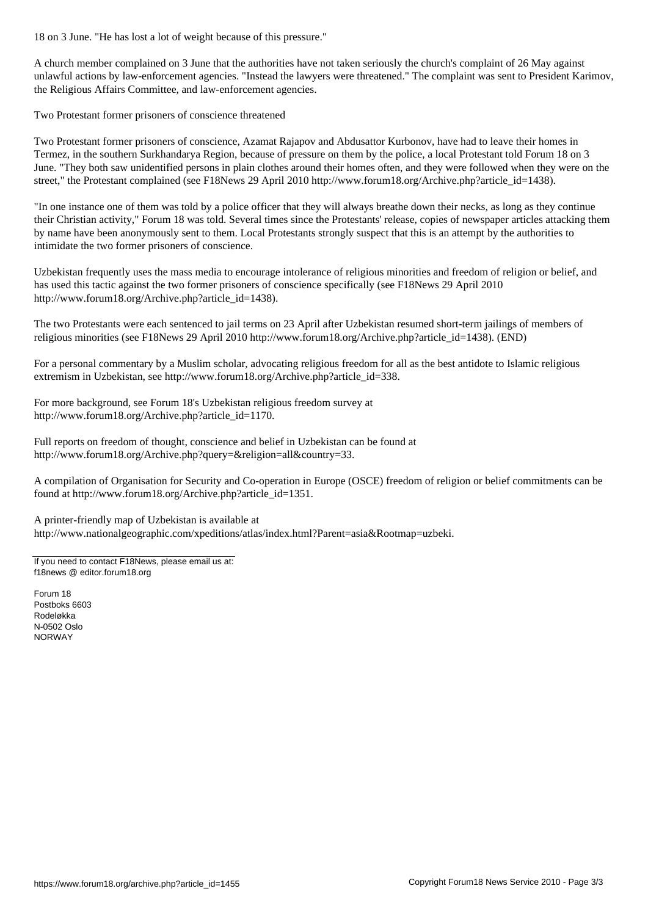18 on 3 June. "He has lost a lot of weight because of this pressure."

A church member complained on 3 June that the authorities have not taken seriously the church's complaint of 26 May against unlawful actions by law-enforcement agencies. "Instead the lawyers were threatened." The complaint was sent to President Karimov, the Religious Affairs Committee, and law-enforcement agencies.

## Two Protestant former prisoners of conscience threatened

Two Protestant former prisoners of conscience, Azamat Rajapov and Abdusattor Kurbonov, have had to leave their homes in Termez, in the southern Surkhandarya Region, because of pressure on them by the police, a local Protestant told Forum 18 on 3 June. "They both saw unidentified persons in plain clothes around their homes often, and they were followed when they were on the street," the Protestant complained (see F18News 29 April 2010 http://www.forum18.org/Archive.php?article_id=1438).

"In one instance one of them was told by a police officer that they will always breathe down their necks, as long as they continue their Christian activity," Forum 18 was told. Several times since the Protestants' release, copies of newspaper articles attacking them by name have been anonymously sent to them. Local Protestants strongly suspect that this is an attempt by the authorities to intimidate the two former prisoners of conscience.

Uzbekistan frequently uses the mass media to encourage intolerance of religious minorities and freedom of religion or belief, and has used this tactic against the two former prisoners of conscience specifically (see F18News 29 April 2010 http://www.forum18.org/Archive.php?article_id=1438).

The two Protestants were each sentenced to jail terms on 23 April after Uzbekistan resumed short-term jailings of members of religious minorities (see F18News 29 April 2010 http://www.forum18.org/Archive.php?article_id=1438). (END)

For a personal commentary by a Muslim scholar, advocating religious freedom for all as the best antidote to Islamic religious extremism in Uzbekistan, see http://www.forum18.org/Archive.php?article_id=338.

For more background, see Forum 18's Uzbekistan religious freedom survey at http://www.forum18.org/Archive.php?article_id=1170.

Full reports on freedom of thought, conscience and belief in Uzbekistan can be found at http://www.forum18.org/Archive.php?query=&religion=all&country=33.

A compilation of Organisation for Security and Co-operation in Europe (OSCE) freedom of religion or belief commitments can be found at http://www.forum18.org/Archive.php?article_id=1351.

A printer-friendly map of Uzbekistan is available at http://www.nationalgeographic.com/xpeditions/atlas/index.html?Parent=asia&Rootmap=uzbeki.

---

If you need to contact F18News, please email us at:
f18news @ editor.forum18.org

Forum 18
Postboks 6603
Rodeløkka
N-0502 Oslo
NORWAY